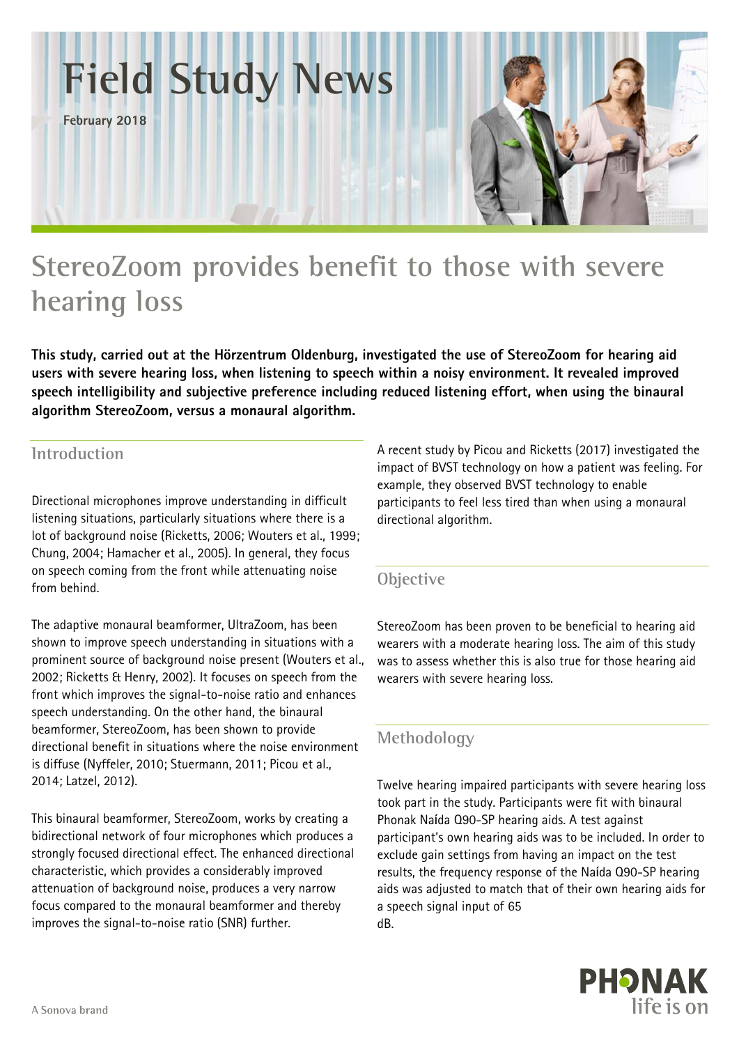# Field Study News

**February 2018**

# StereoZoom provides benefit to those with severe hearing loss

**This study, carried out at the Hörzentrum Oldenburg, investigated the use of StereoZoom for hearing aid users with severe hearing loss, when listening to speech within a noisy environment. It revealed improved speech intelligibility and subjective preference including reduced listening effort, when using the binaural algorithm StereoZoom, versus a monaural algorithm.**

## Introduction

Directional microphones improve understanding in difficult listening situations, particularly situations where there is a lot of background noise (Ricketts, 2006; Wouters et al., 1999; Chung, 2004; Hamacher et al., 2005). In general, they focus on speech coming from the front while attenuating noise from behind.

The adaptive monaural beamformer, UltraZoom, has been shown to improve speech understanding in situations with a prominent source of background noise present (Wouters et al., 2002; Ricketts & Henry, 2002). It focuses on speech from the front which improves the signal-to-noise ratio and enhances speech understanding. On the other hand, the binaural beamformer, StereoZoom, has been shown to provide directional benefit in situations where the noise environment is diffuse (Nyffeler, 2010; Stuermann, 2011; Picou et al., 2014; Latzel, 2012).

This binaural beamformer, StereoZoom, works by creating a bidirectional network of four microphones which produces a strongly focused directional effect. The enhanced directional characteristic, which provides a considerably improved attenuation of background noise, produces a very narrow focus compared to the monaural beamformer and thereby improves the signal-to-noise ratio (SNR) further.

A recent study by Picou and Ricketts (2017) investigated the impact of BVST technology on how a patient was feeling. For example, they observed BVST technology to enable participants to feel less tired than when using a monaural directional algorithm.

## Objective

StereoZoom has been proven to be beneficial to hearing aid wearers with a moderate hearing loss. The aim of this study was to assess whether this is also true for those hearing aid wearers with severe hearing loss.

## Methodology

Twelve hearing impaired participants with severe hearing loss took part in the study. Participants were fit with binaural Phonak Naída Q90-SP hearing aids. A test against participant's own hearing aids was to be included. In order to exclude gain settings from having an impact on the test results, the frequency response of the Naída Q90-SP hearing aids was adjusted to match that of their own hearing aids for a speech signal input of 65 dB.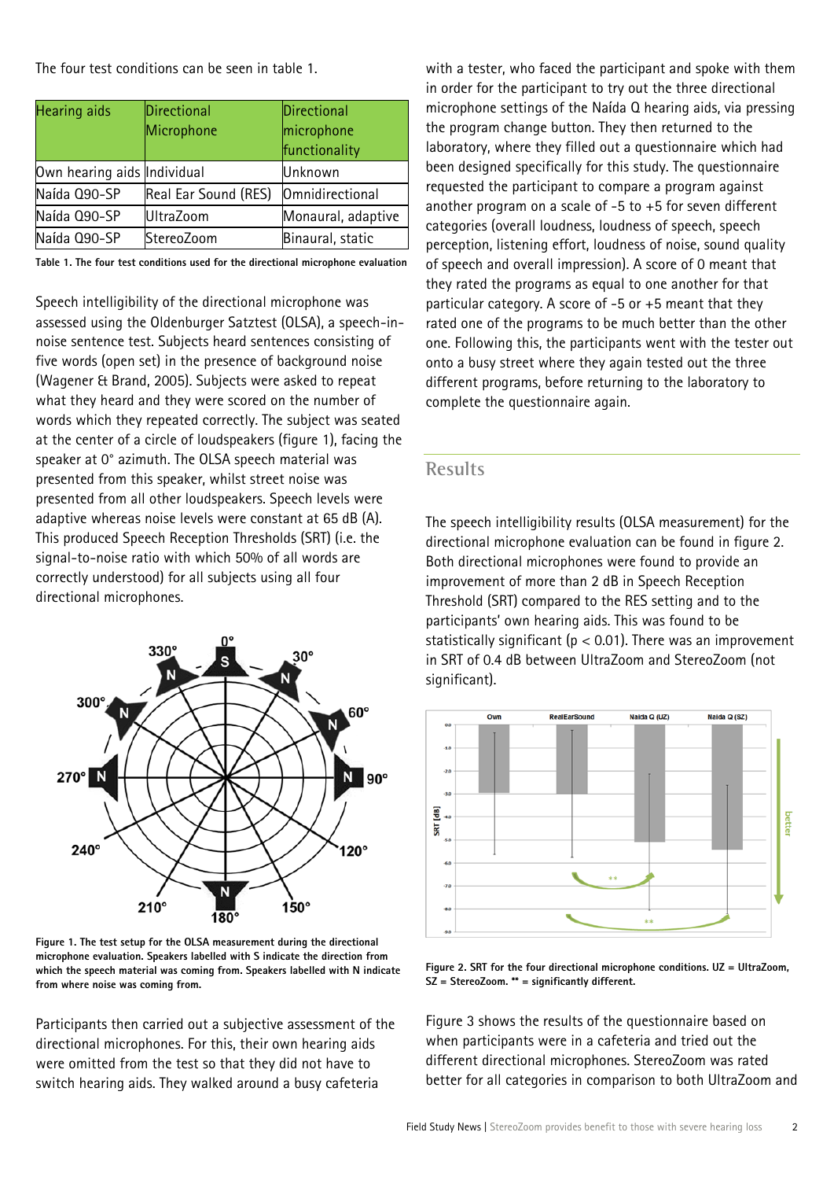The four test conditions can be seen in table 1.

| Hearing aids | Directional Microphone | Directional microphone functionality |
|---|---|---|
| Own hearing aids | Individual | Unknown |
| Naída Q90-SP | Real Ear Sound (RES) | Omnidirectional |
| Naída Q90-SP | UltraZoom | Monaural, adaptive |
| Naída Q90-SP | StereoZoom | Binaural, static |

**Table 1. The four test conditions used for the directional microphone evaluation**

Speech intelligibility of the directional microphone was assessed using the Oldenburger Satztest (OLSA), a speech-in-noise sentence test. Subjects heard sentences consisting of five words (open set) in the presence of background noise (Wagener & Brand, 2005). Subjects were asked to repeat what they heard and they were scored on the number of words which they repeated correctly. The subject was seated at the center of a circle of loudspeakers (figure 1), facing the speaker at 0° azimuth. The OLSA speech material was presented from this speaker, whilst street noise was presented from all other loudspeakers. Speech levels were adaptive whereas noise levels were constant at 65 dB (A). This produced Speech Reception Thresholds (SRT) (i.e. the signal-to-noise ratio with which 50% of all words are correctly understood) for all subjects using all four directional microphones.

**Figure 1. The test setup for the OLSA measurement during the directional microphone evaluation. Speakers labelled with S indicate the direction from which the speech material was coming from. Speakers labelled with N indicate from where noise was coming from.**

Participants then carried out a subjective assessment of the directional microphones. For this, their own hearing aids were omitted from the test so that they did not have to switch hearing aids. They walked around a busy cafeteria with a tester, who faced the participant and spoke with them in order for the participant to try out the three directional microphone settings of the Naída Q hearing aids, via pressing the program change button. They then returned to the laboratory, where they filled out a questionnaire which had been designed specifically for this study. The questionnaire requested the participant to compare a program against another program on a scale of -5 to +5 for seven different categories (overall loudness, loudness of speech, speech perception, listening effort, loudness of noise, sound quality of speech and overall impression). A score of 0 meant that they rated the programs as equal to one another for that particular category. A score of -5 or +5 meant that they rated one of the programs to be much better than the other one. Following this, the participants went with the tester out onto a busy street where they again tested out the three different programs, before returning to the laboratory to complete the questionnaire again.

## Results

The speech intelligibility results (OLSA measurement) for the directional microphone evaluation can be found in figure 2. Both directional microphones were found to provide an improvement of more than 2 dB in Speech Reception Threshold (SRT) compared to the RES setting and to the participants' own hearing aids. This was found to be statistically significant ($p < 0.01$). There was an improvement in SRT of 0.4 dB between UltraZoom and StereoZoom (not significant).

**Figure 2. SRT for the four directional microphone conditions. UZ = UltraZoom, SZ = StereoZoom. ** = significantly different.**

Figure 3 shows the results of the questionnaire based on when participants were in a cafeteria and tried out the different directional microphones. StereoZoom was rated better for all categories in comparison to both UltraZoom and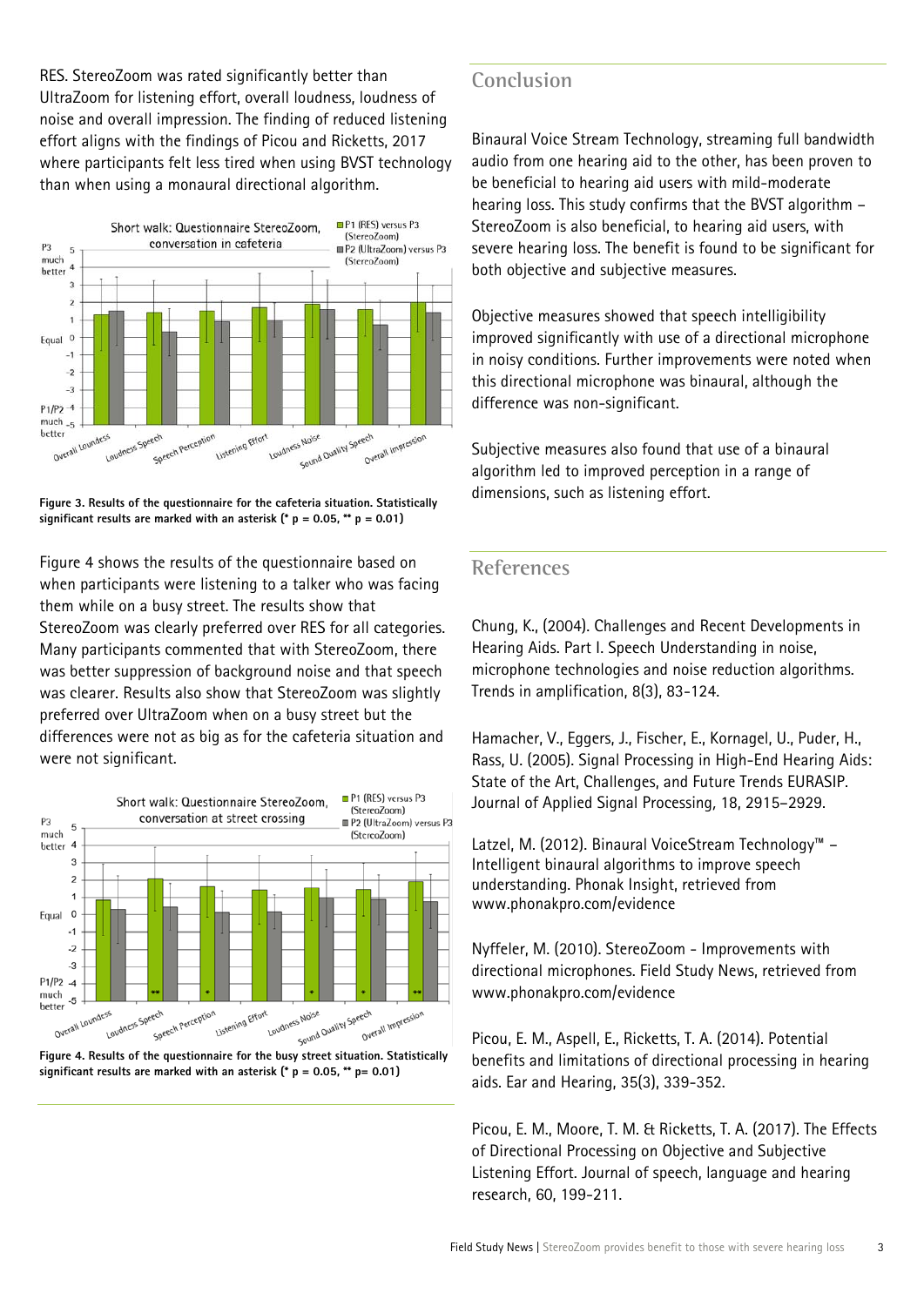RES. StereoZoom was rated significantly better than UltraZoom for listening effort, overall loudness, loudness of noise and overall impression. The finding of reduced listening effort aligns with the findings of Picou and Ricketts, 2017 where participants felt less tired when using BVST technology than when using a monaural directional algorithm.

**Figure 3. Results of the questionnaire for the cafeteria situation. Statistically significant results are marked with an asterisk (* p = 0.05, ** p = 0.01)**

Figure 4 shows the results of the questionnaire based on when participants were listening to a talker who was facing them while on a busy street. The results show that StereoZoom was clearly preferred over RES for all categories. Many participants commented that with StereoZoom, there was better suppression of background noise and that speech was clearer. Results also show that StereoZoom was slightly preferred over UltraZoom when on a busy street but the differences were not as big as for the cafeteria situation and were not significant.

**Figure 4. Results of the questionnaire for the busy street situation. Statistically significant results are marked with an asterisk (* p = 0.05, ** p= 0.01)**

## Conclusion

Binaural Voice Stream Technology, streaming full bandwidth audio from one hearing aid to the other, has been proven to be beneficial to hearing aid users with mild-moderate hearing loss. This study confirms that the BVST algorithm – StereoZoom is also beneficial, to hearing aid users, with severe hearing loss. The benefit is found to be significant for both objective and subjective measures.

Objective measures showed that speech intelligibility improved significantly with use of a directional microphone in noisy conditions. Further improvements were noted when this directional microphone was binaural, although the difference was non-significant.

Subjective measures also found that use of a binaural algorithm led to improved perception in a range of dimensions, such as listening effort.

## References

Chung, K., (2004). Challenges and Recent Developments in Hearing Aids. Part I. Speech Understanding in noise, microphone technologies and noise reduction algorithms. Trends in amplification, 8(3), 83-124.

Hamacher, V., Eggers, J., Fischer, E., Kornagel, U., Puder, H., Rass, U. (2005). Signal Processing in High-End Hearing Aids: State of the Art, Challenges, and Future Trends EURASIP. Journal of Applied Signal Processing, 18, 2915–2929.

Latzel, M. (2012). Binaural VoiceStream Technology™ – Intelligent binaural algorithms to improve speech understanding. Phonak Insight, retrieved from www.phonakpro.com/evidence

Nyffeler, M. (2010). StereoZoom - Improvements with directional microphones. Field Study News, retrieved from www.phonakpro.com/evidence

Picou, E. M., Aspell, E., Ricketts, T. A. (2014). Potential benefits and limitations of directional processing in hearing aids. Ear and Hearing, 35(3), 339-352.

Picou, E. M., Moore, T. M. & Ricketts, T. A. (2017). The Effects of Directional Processing on Objective and Subjective Listening Effort. Journal of speech, language and hearing research, 60, 199-211.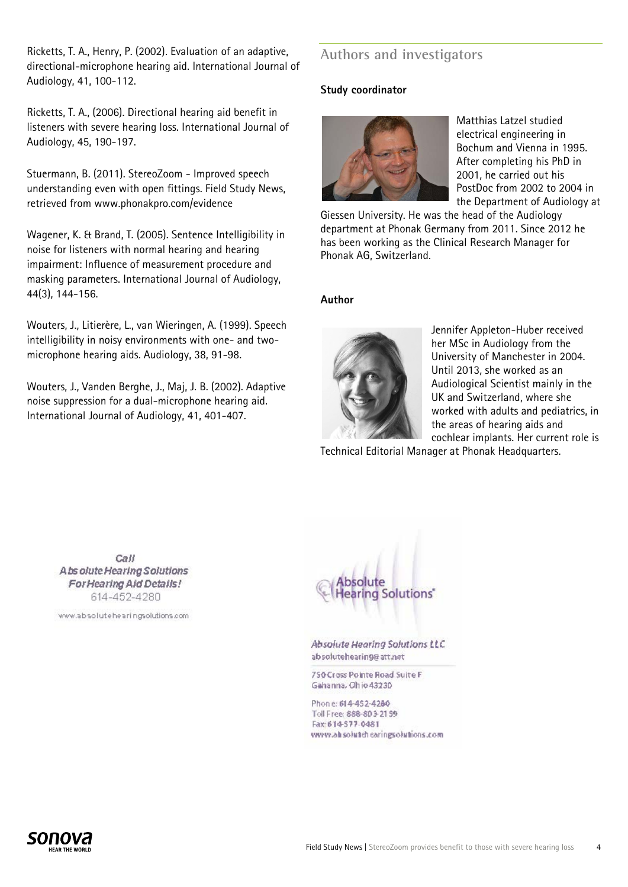Ricketts, T. A., Henry, P. (2002). Evaluation of an adaptive, directional-microphone hearing aid. International Journal of Audiology, 41, 100-112.

Ricketts, T. A., (2006). Directional hearing aid benefit in listeners with severe hearing loss. International Journal of Audiology, 45, 190-197.

Stuermann, B. (2011). StereoZoom - Improved speech understanding even with open fittings. Field Study News, retrieved from www.phonakpro.com/evidence

Wagener, K. & Brand, T. (2005). Sentence Intelligibility in noise for listeners with normal hearing and hearing impairment: Influence of measurement procedure and masking parameters. International Journal of Audiology, 44(3), 144-156.

Wouters, J., Litierère, L., van Wieringen, A. (1999). Speech intelligibility in noisy environments with one- and two-microphone hearing aids. Audiology, 38, 91-98.

Wouters, J., Vanden Berghe, J., Maj, J. B. (2002). Adaptive noise suppression for a dual-microphone hearing aid. International Journal of Audiology, 41, 401-407.

## Authors and investigators

### Study coordinator

Matthias Latzel studied electrical engineering in Bochum and Vienna in 1995. After completing his PhD in 2001, he carried out his PostDoc from 2002 to 2004 in the Department of Audiology at Giessen University. He was the head of the Audiology department at Phonak Germany from 2011. Since 2012 he has been working as the Clinical Research Manager for Phonak AG, Switzerland.

### Author

Jennifer Appleton-Huber received her MSc in Audiology from the University of Manchester in 2004. Until 2013, she worked as an Audiological Scientist mainly in the UK and Switzerland, where she worked with adults and pediatrics, in the areas of hearing aids and cochlear implants. Her current role is Technical Editorial Manager at Phonak Headquarters.

*Call*
*Absolute Hearing Solutions*
*For Hearing Aid Details!*
614-452-4280

www.absolutehearingsolutions.com

Absolute Hearing Solutions®

*Absolute Hearing Solutions LLC*
absolutehearing9@att.net

750 Cross Pointe Road Suite F
Gahanna, Ohio 43230

Phone: 614-452-4280
Toll Free: 888-803-2159
Fax: 614-577-0481
www.absolutehearingsolutions.com